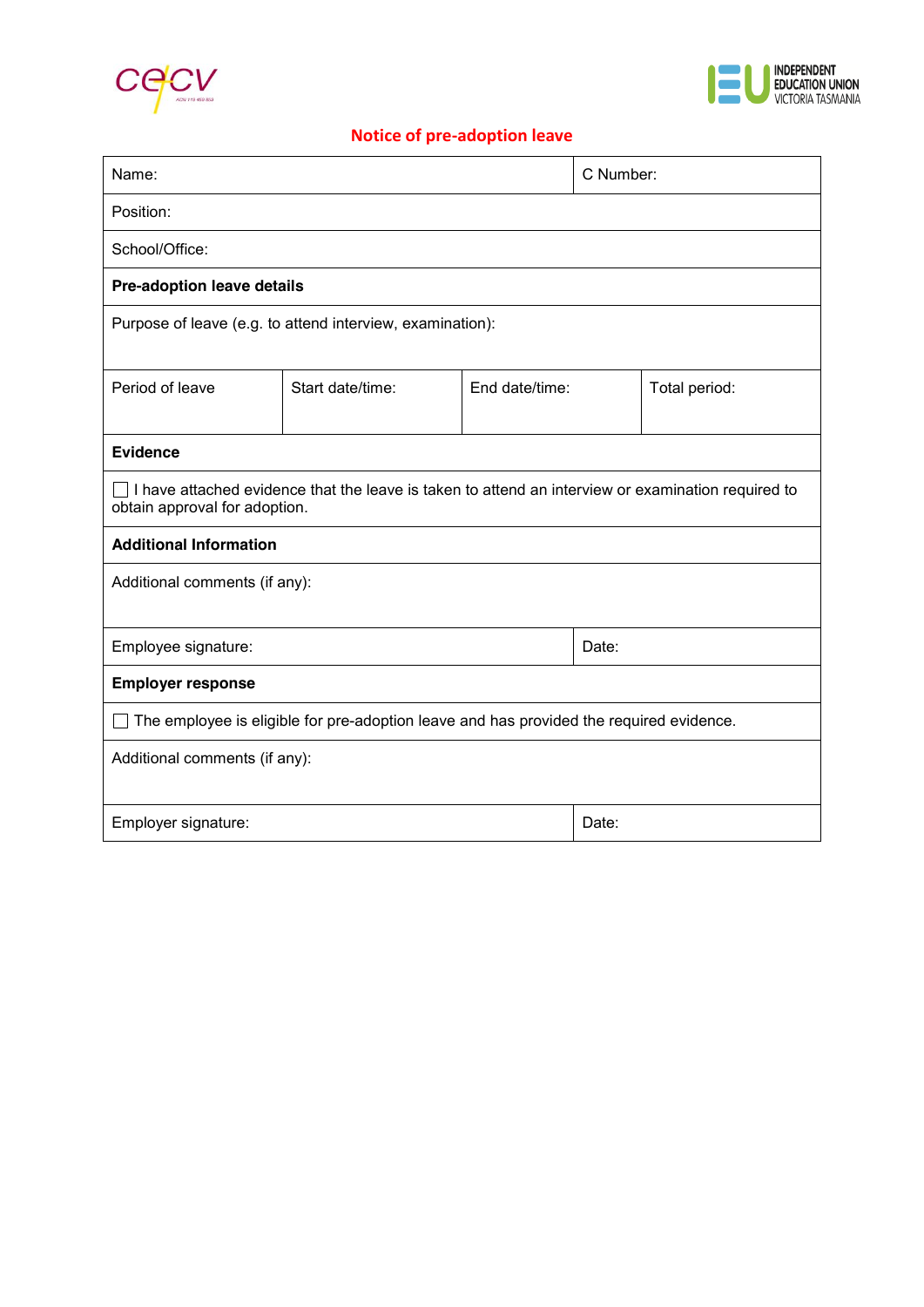cecv

INDEPENDENT EDUCATION UNION VICTORIA TASMANIA

## Notice of pre-adoption leave

| Name: | | | C Number: |
|---|---|---|---|
| Position: | | | |
| School/Office: | | | |
| **Pre-adoption leave details** | | | |
| Purpose of leave (e.g. to attend interview, examination): | | | |
| Period of leave | Start date/time: | End date/time: | Total period: |
| **Evidence** | | | |
| ☐ I have attached evidence that the leave is taken to attend an interview or examination required to obtain approval for adoption. | | | |
| **Additional Information** | | | |
| Additional comments (if any): | | | |
| Employee signature: | | | Date: |
| **Employer response** | | | |
| ☐ The employee is eligible for pre-adoption leave and has provided the required evidence. | | | |
| Additional comments (if any): | | | |
| Employer signature: | | | Date: |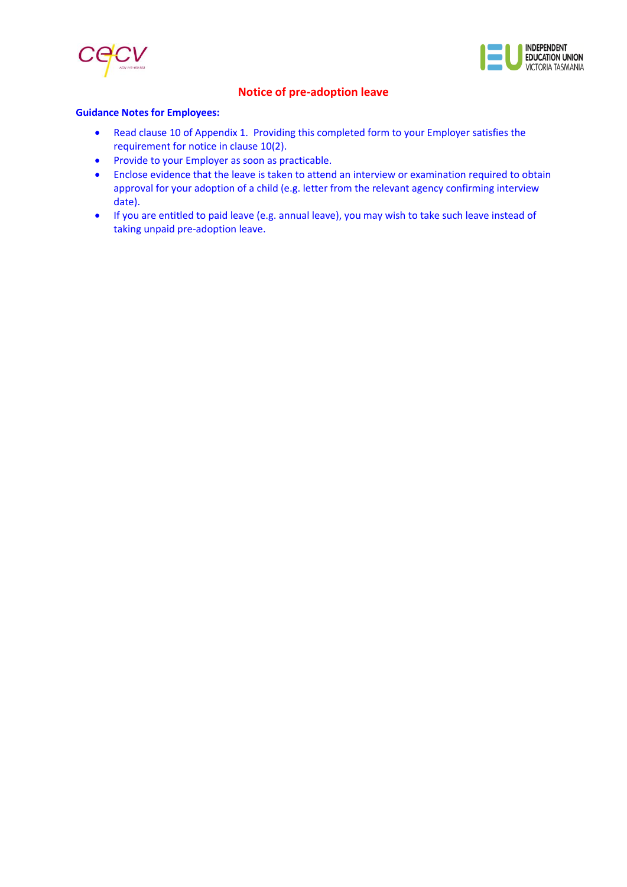## Notice of pre-adoption leave

**Guidance Notes for Employees:**

- Read clause 10 of Appendix 1. Providing this completed form to your Employer satisfies the requirement for notice in clause 10(2).
- Provide to your Employer as soon as practicable.
- Enclose evidence that the leave is taken to attend an interview or examination required to obtain approval for your adoption of a child (e.g. letter from the relevant agency confirming interview date).
- If you are entitled to paid leave (e.g. annual leave), you may wish to take such leave instead of taking unpaid pre-adoption leave.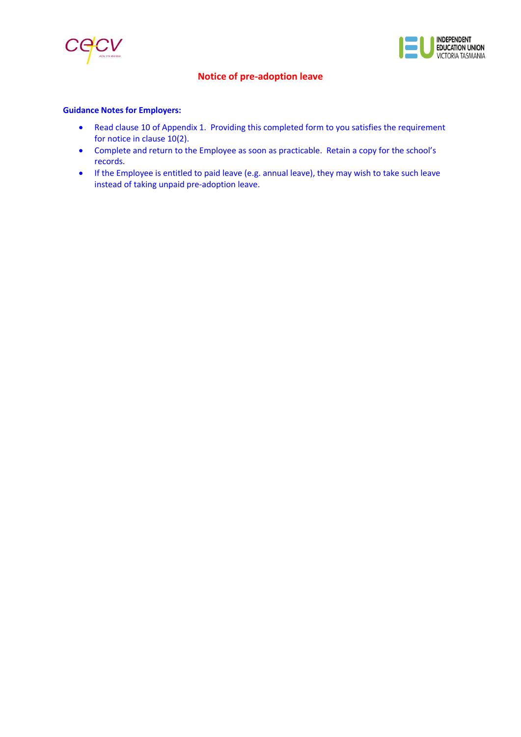## Notice of pre-adoption leave

**Guidance Notes for Employers:**

- Read clause 10 of Appendix 1. Providing this completed form to you satisfies the requirement for notice in clause 10(2).
- Complete and return to the Employee as soon as practicable. Retain a copy for the school's records.
- If the Employee is entitled to paid leave (e.g. annual leave), they may wish to take such leave instead of taking unpaid pre-adoption leave.